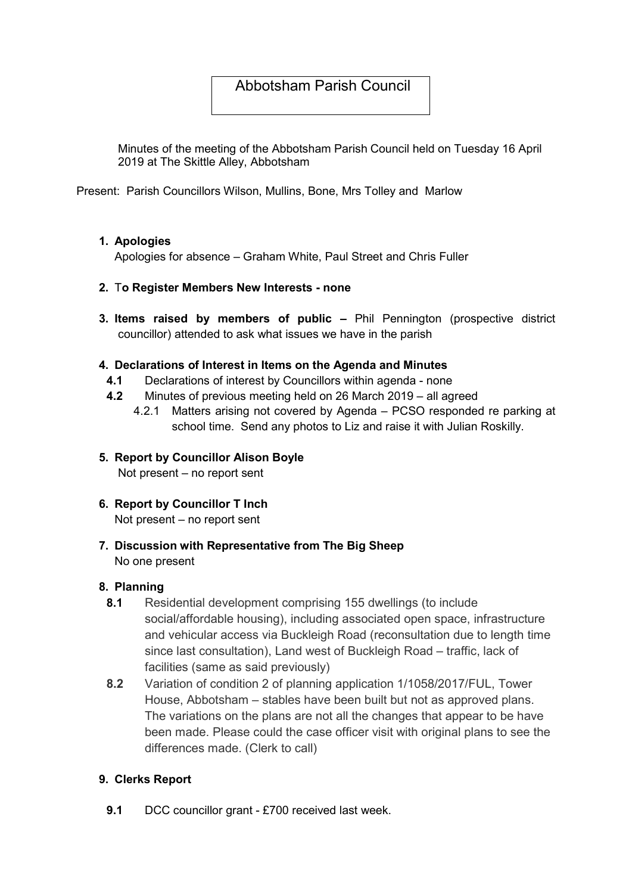# Abbotsham Parish Council

Minutes of the meeting of the Abbotsham Parish Council held on Tuesday 16 April 2019 at The Skittle Alley, Abbotsham

Present: Parish Councillors Wilson, Mullins, Bone, Mrs Tolley and Marlow

1. **Apologies**
   Apologies for absence – Graham White, Paul Street and Chris Fuller

2. **To Register Members New Interests - none**

3. **Items raised by members of public –** Phil Pennington (prospective district councillor) attended to ask what issues we have in the parish

4. **Declarations of Interest in Items on the Agenda and Minutes**
   - **4.1** Declarations of interest by Councillors within agenda - none
   - **4.2** Minutes of previous meeting held on 26 March 2019 – all agreed
     - 4.2.1 Matters arising not covered by Agenda – PCSO responded re parking at school time. Send any photos to Liz and raise it with Julian Roskilly.

5. **Report by Councillor Alison Boyle**
   Not present – no report sent

6. **Report by Councillor T Inch**
   Not present – no report sent

7. **Discussion with Representative from The Big Sheep**
   No one present

8. **Planning**
   - **8.1** Residential development comprising 155 dwellings (to include social/affordable housing), including associated open space, infrastructure and vehicular access via Buckleigh Road (reconsultation due to length time since last consultation), Land west of Buckleigh Road – traffic, lack of facilities (same as said previously)
   - **8.2** Variation of condition 2 of planning application 1/1058/2017/FUL, Tower House, Abbotsham – stables have been built but not as approved plans. The variations on the plans are not all the changes that appear to be have been made. Please could the case officer visit with original plans to see the differences made. (Clerk to call)

9. **Clerks Report**
   - **9.1** DCC councillor grant - £700 received last week.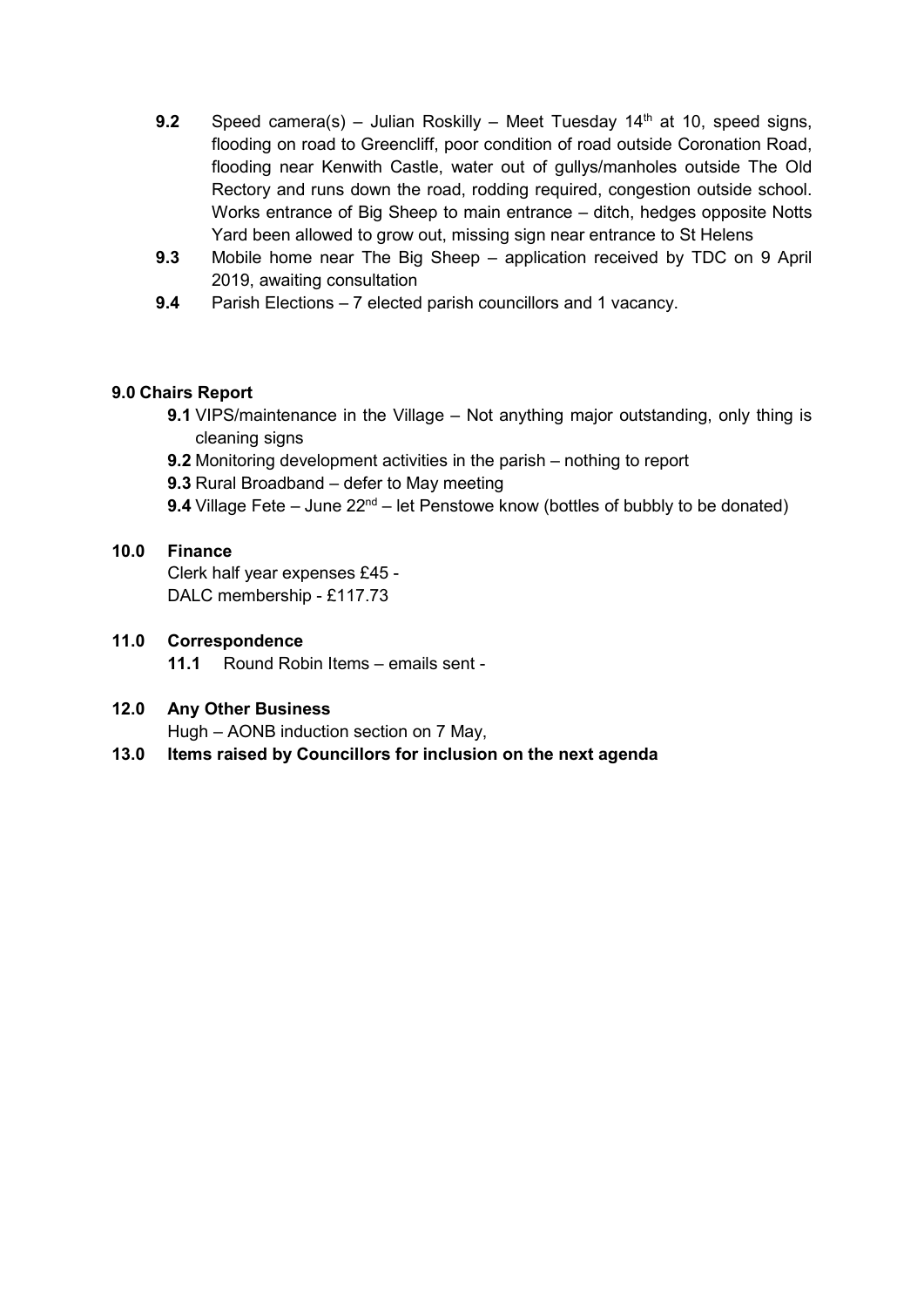**9.2** Speed camera(s) – Julian Roskilly – Meet Tuesday 14th at 10, speed signs, flooding on road to Greencliff, poor condition of road outside Coronation Road, flooding near Kenwith Castle, water out of gullys/manholes outside The Old Rectory and runs down the road, rodding required, congestion outside school. Works entrance of Big Sheep to main entrance – ditch, hedges opposite Notts Yard been allowed to grow out, missing sign near entrance to St Helens

**9.3** Mobile home near The Big Sheep – application received by TDC on 9 April 2019, awaiting consultation

**9.4** Parish Elections – 7 elected parish councillors and 1 vacancy.

**9.0 Chairs Report**

**9.1** VIPS/maintenance in the Village – Not anything major outstanding, only thing is cleaning signs

**9.2** Monitoring development activities in the parish – nothing to report

**9.3** Rural Broadband – defer to May meeting

**9.4** Village Fete – June 22nd – let Penstowe know (bottles of bubbly to be donated)

**10.0 Finance**

Clerk half year expenses £45 -
DALC membership - £117.73

**11.0 Correspondence**

**11.1** Round Robin Items – emails sent -

**12.0 Any Other Business**

Hugh – AONB induction section on 7 May,

**13.0 Items raised by Councillors for inclusion on the next agenda**